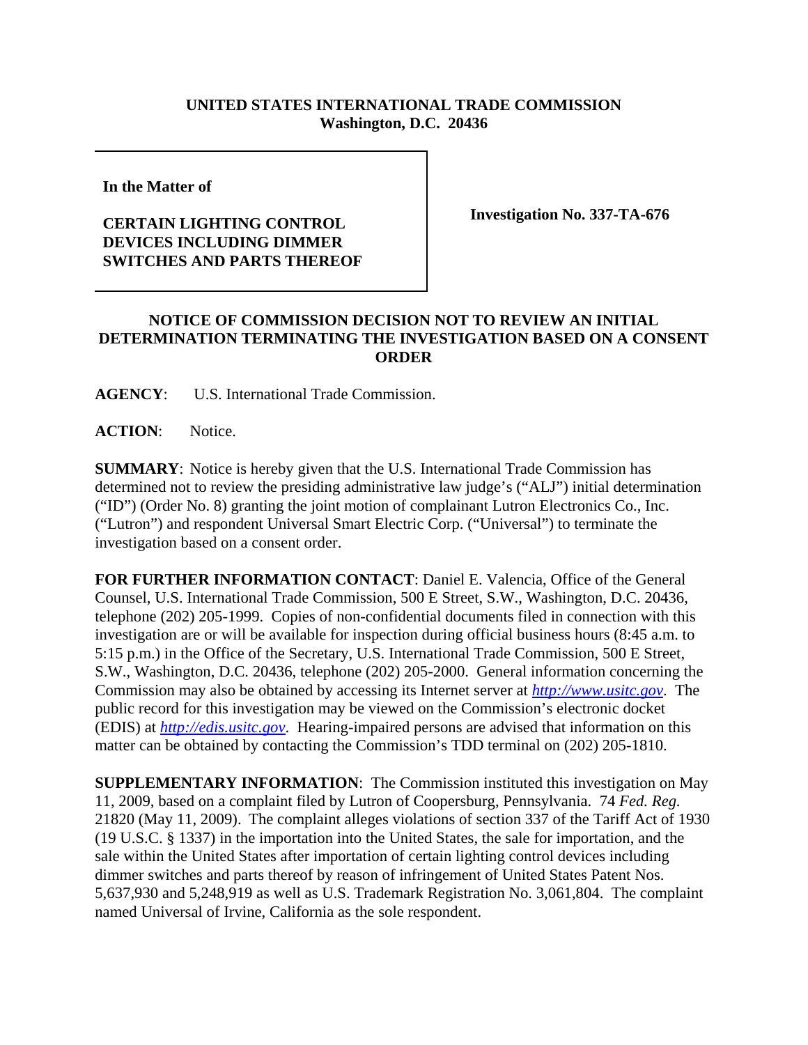**UNITED STATES INTERNATIONAL TRADE COMMISSION**
**Washington, D.C. 20436**

| **In the Matter of**<br><br>**CERTAIN LIGHTING CONTROL DEVICES INCLUDING DIMMER SWITCHES AND PARTS THEREOF** | **Investigation No. 337-TA-676** |
|---|---|

## NOTICE OF COMMISSION DECISION NOT TO REVIEW AN INITIAL DETERMINATION TERMINATING THE INVESTIGATION BASED ON A CONSENT ORDER

**AGENCY**: U.S. International Trade Commission.

**ACTION**: Notice.

**SUMMARY**: Notice is hereby given that the U.S. International Trade Commission has determined not to review the presiding administrative law judge's ("ALJ") initial determination ("ID") (Order No. 8) granting the joint motion of complainant Lutron Electronics Co., Inc. ("Lutron") and respondent Universal Smart Electric Corp. ("Universal") to terminate the investigation based on a consent order.

**FOR FURTHER INFORMATION CONTACT**: Daniel E. Valencia, Office of the General Counsel, U.S. International Trade Commission, 500 E Street, S.W., Washington, D.C. 20436, telephone (202) 205-1999. Copies of non-confidential documents filed in connection with this investigation are or will be available for inspection during official business hours (8:45 a.m. to 5:15 p.m.) in the Office of the Secretary, U.S. International Trade Commission, 500 E Street, S.W., Washington, D.C. 20436, telephone (202) 205-2000. General information concerning the Commission may also be obtained by accessing its Internet server at *http://www.usitc.gov*. The public record for this investigation may be viewed on the Commission's electronic docket (EDIS) at *http://edis.usitc.gov*. Hearing-impaired persons are advised that information on this matter can be obtained by contacting the Commission's TDD terminal on (202) 205-1810.

**SUPPLEMENTARY INFORMATION**: The Commission instituted this investigation on May 11, 2009, based on a complaint filed by Lutron of Coopersburg, Pennsylvania. 74 *Fed. Reg.* 21820 (May 11, 2009). The complaint alleges violations of section 337 of the Tariff Act of 1930 (19 U.S.C. § 1337) in the importation into the United States, the sale for importation, and the sale within the United States after importation of certain lighting control devices including dimmer switches and parts thereof by reason of infringement of United States Patent Nos. 5,637,930 and 5,248,919 as well as U.S. Trademark Registration No. 3,061,804. The complaint named Universal of Irvine, California as the sole respondent.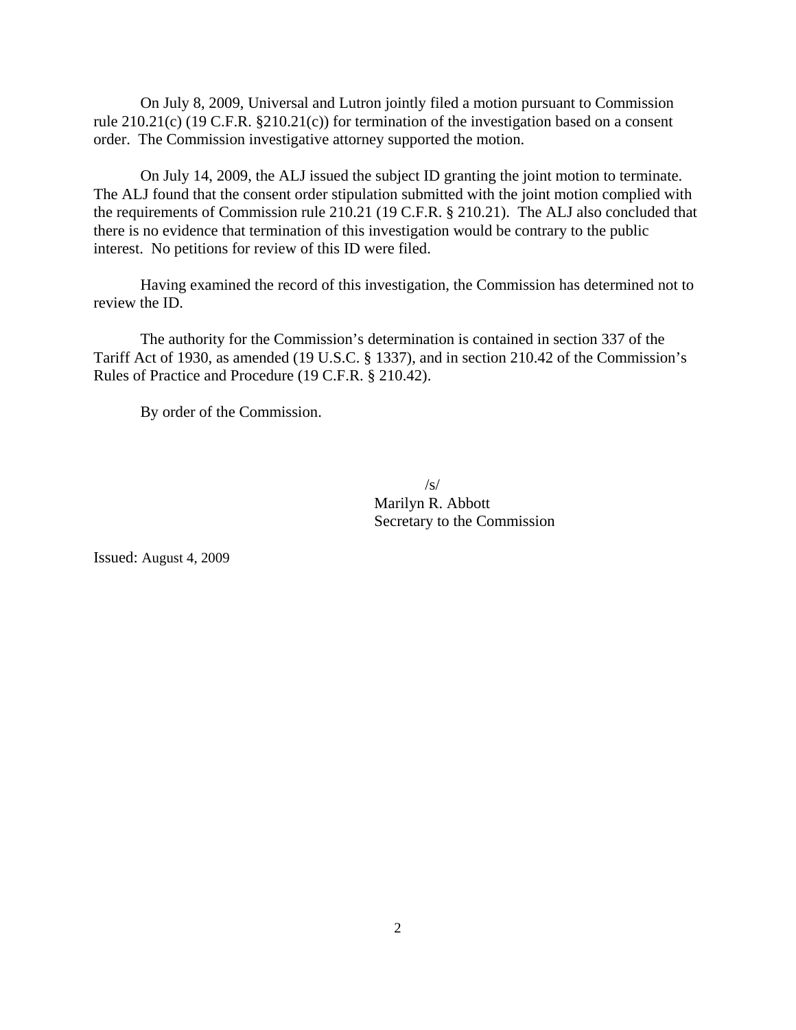On July 8, 2009, Universal and Lutron jointly filed a motion pursuant to Commission rule 210.21(c) (19 C.F.R. §210.21(c)) for termination of the investigation based on a consent order. The Commission investigative attorney supported the motion.

On July 14, 2009, the ALJ issued the subject ID granting the joint motion to terminate. The ALJ found that the consent order stipulation submitted with the joint motion complied with the requirements of Commission rule 210.21 (19 C.F.R. § 210.21). The ALJ also concluded that there is no evidence that termination of this investigation would be contrary to the public interest. No petitions for review of this ID were filed.

Having examined the record of this investigation, the Commission has determined not to review the ID.

The authority for the Commission's determination is contained in section 337 of the Tariff Act of 1930, as amended (19 U.S.C. § 1337), and in section 210.42 of the Commission's Rules of Practice and Procedure (19 C.F.R. § 210.42).

By order of the Commission.

/s/
Marilyn R. Abbott
Secretary to the Commission

Issued: August 4, 2009